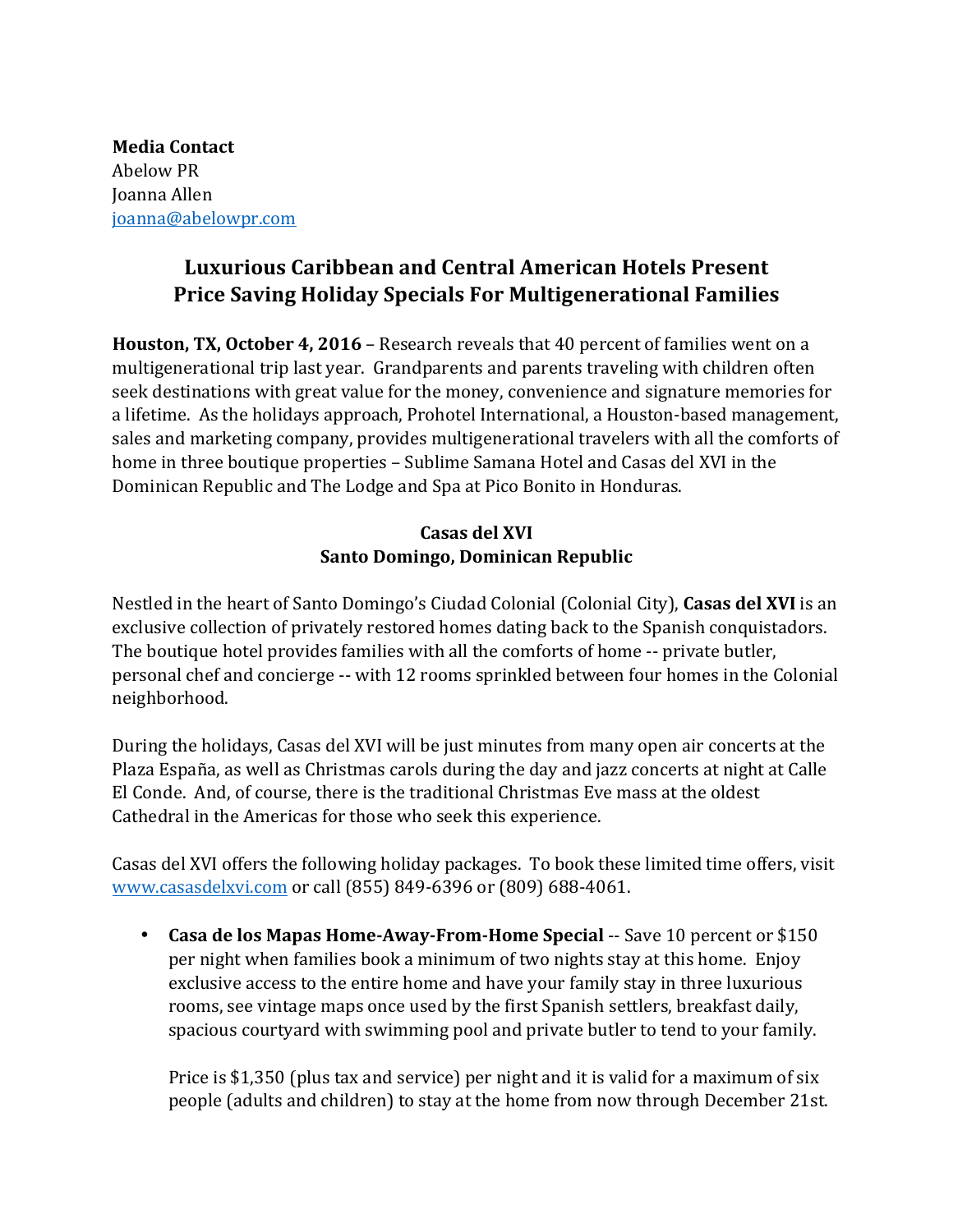**Media Contact**
Abelow PR
Joanna Allen
joanna@abelowpr.com

# Luxurious Caribbean and Central American Hotels Present Price Saving Holiday Specials For Multigenerational Families

**Houston, TX, October 4, 2016** – Research reveals that 40 percent of families went on a multigenerational trip last year. Grandparents and parents traveling with children often seek destinations with great value for the money, convenience and signature memories for a lifetime. As the holidays approach, Prohotel International, a Houston-based management, sales and marketing company, provides multigenerational travelers with all the comforts of home in three boutique properties – Sublime Samana Hotel and Casas del XVI in the Dominican Republic and The Lodge and Spa at Pico Bonito in Honduras.

## Casas del XVI
## Santo Domingo, Dominican Republic

Nestled in the heart of Santo Domingo's Ciudad Colonial (Colonial City), **Casas del XVI** is an exclusive collection of privately restored homes dating back to the Spanish conquistadors. The boutique hotel provides families with all the comforts of home -- private butler, personal chef and concierge -- with 12 rooms sprinkled between four homes in the Colonial neighborhood.

During the holidays, Casas del XVI will be just minutes from many open air concerts at the Plaza España, as well as Christmas carols during the day and jazz concerts at night at Calle El Conde. And, of course, there is the traditional Christmas Eve mass at the oldest Cathedral in the Americas for those who seek this experience.

Casas del XVI offers the following holiday packages. To book these limited time offers, visit www.casasdelxvi.com or call (855) 849-6396 or (809) 688-4061.

- **Casa de los Mapas Home-Away-From-Home Special** -- Save 10 percent or $150 per night when families book a minimum of two nights stay at this home. Enjoy exclusive access to the entire home and have your family stay in three luxurious rooms, see vintage maps once used by the first Spanish settlers, breakfast daily, spacious courtyard with swimming pool and private butler to tend to your family.

  Price is $1,350 (plus tax and service) per night and it is valid for a maximum of six people (adults and children) to stay at the home from now through December 21st.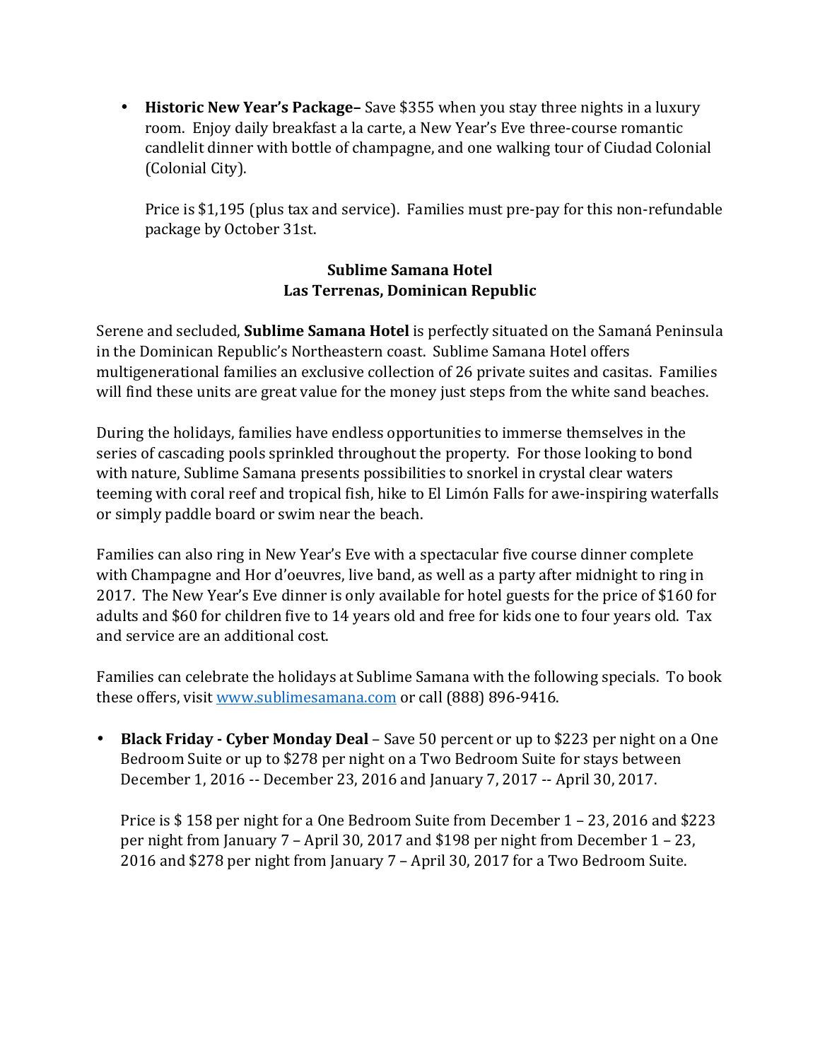- **Historic New Year's Package–** Save $355 when you stay three nights in a luxury room. Enjoy daily breakfast a la carte, a New Year's Eve three-course romantic candlelit dinner with bottle of champagne, and one walking tour of Ciudad Colonial (Colonial City).

  Price is $1,195 (plus tax and service). Families must pre-pay for this non-refundable package by October 31st.

**Sublime Samana Hotel**
**Las Terrenas, Dominican Republic**

Serene and secluded, **Sublime Samana Hotel** is perfectly situated on the Samaná Peninsula in the Dominican Republic's Northeastern coast. Sublime Samana Hotel offers multigenerational families an exclusive collection of 26 private suites and casitas. Families will find these units are great value for the money just steps from the white sand beaches.

During the holidays, families have endless opportunities to immerse themselves in the series of cascading pools sprinkled throughout the property. For those looking to bond with nature, Sublime Samana presents possibilities to snorkel in crystal clear waters teeming with coral reef and tropical fish, hike to El Limón Falls for awe-inspiring waterfalls or simply paddle board or swim near the beach.

Families can also ring in New Year's Eve with a spectacular five course dinner complete with Champagne and Hor d'oeuvres, live band, as well as a party after midnight to ring in 2017. The New Year's Eve dinner is only available for hotel guests for the price of $160 for adults and $60 for children five to 14 years old and free for kids one to four years old. Tax and service are an additional cost.

Families can celebrate the holidays at Sublime Samana with the following specials. To book these offers, visit [www.sublimesamana.com](www.sublimesamana.com) or call (888) 896-9416.

- **Black Friday - Cyber Monday Deal** – Save 50 percent or up to $223 per night on a One Bedroom Suite or up to $278 per night on a Two Bedroom Suite for stays between December 1, 2016 -- December 23, 2016 and January 7, 2017 -- April 30, 2017.

  Price is $ 158 per night for a One Bedroom Suite from December 1 – 23, 2016 and $223 per night from January 7 – April 30, 2017 and $198 per night from December 1 – 23, 2016 and $278 per night from January 7 – April 30, 2017 for a Two Bedroom Suite.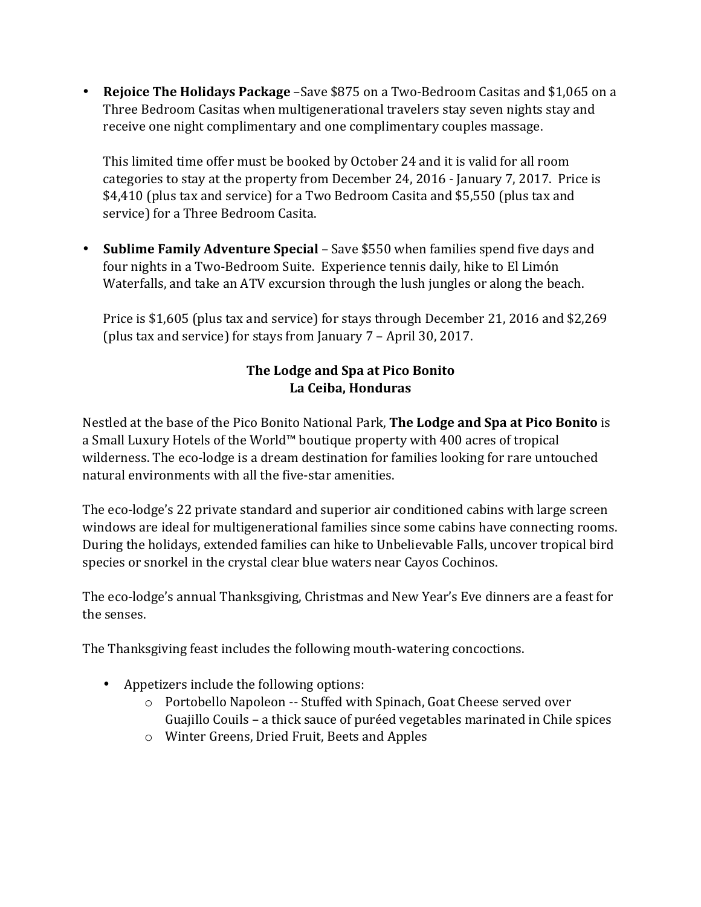- **Rejoice The Holidays Package** –Save $875 on a Two-Bedroom Casitas and $1,065 on a Three Bedroom Casitas when multigenerational travelers stay seven nights stay and receive one night complimentary and one complimentary couples massage.

  This limited time offer must be booked by October 24 and it is valid for all room categories to stay at the property from December 24, 2016 - January 7, 2017. Price is $4,410 (plus tax and service) for a Two Bedroom Casita and $5,550 (plus tax and service) for a Three Bedroom Casita.

- **Sublime Family Adventure Special** – Save $550 when families spend five days and four nights in a Two-Bedroom Suite. Experience tennis daily, hike to El Limón Waterfalls, and take an ATV excursion through the lush jungles or along the beach.

  Price is $1,605 (plus tax and service) for stays through December 21, 2016 and $2,269 (plus tax and service) for stays from January 7 – April 30, 2017.

## The Lodge and Spa at Pico Bonito
## La Ceiba, Honduras

Nestled at the base of the Pico Bonito National Park, **The Lodge and Spa at Pico Bonito** is a Small Luxury Hotels of the World™ boutique property with 400 acres of tropical wilderness. The eco-lodge is a dream destination for families looking for rare untouched natural environments with all the five-star amenities.

The eco-lodge's 22 private standard and superior air conditioned cabins with large screen windows are ideal for multigenerational families since some cabins have connecting rooms. During the holidays, extended families can hike to Unbelievable Falls, uncover tropical bird species or snorkel in the crystal clear blue waters near Cayos Cochinos.

The eco-lodge's annual Thanksgiving, Christmas and New Year's Eve dinners are a feast for the senses.

The Thanksgiving feast includes the following mouth-watering concoctions.

- Appetizers include the following options:
  - Portobello Napoleon -- Stuffed with Spinach, Goat Cheese served over Guajillo Couils – a thick sauce of puréed vegetables marinated in Chile spices
  - Winter Greens, Dried Fruit, Beets and Apples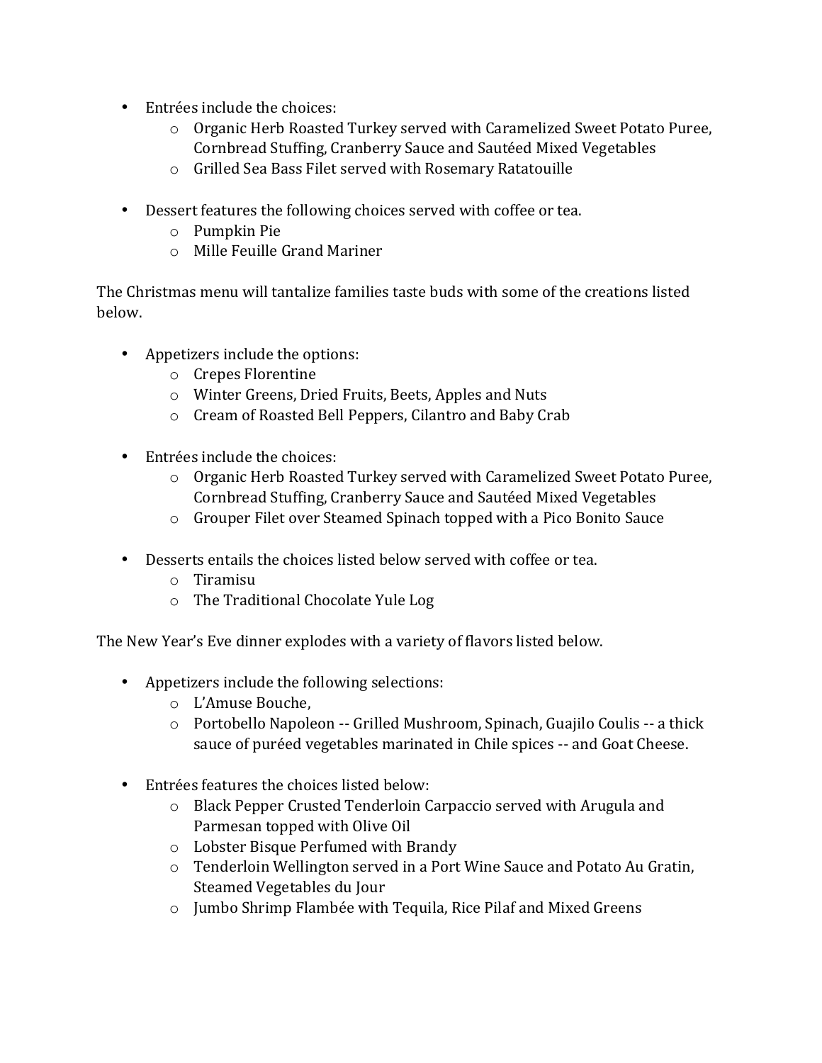- Entrées include the choices:
  - Organic Herb Roasted Turkey served with Caramelized Sweet Potato Puree, Cornbread Stuffing, Cranberry Sauce and Sautéed Mixed Vegetables
  - Grilled Sea Bass Filet served with Rosemary Ratatouille

- Dessert features the following choices served with coffee or tea.
  - Pumpkin Pie
  - Mille Feuille Grand Mariner

The Christmas menu will tantalize families taste buds with some of the creations listed below.

- Appetizers include the options:
  - Crepes Florentine
  - Winter Greens, Dried Fruits, Beets, Apples and Nuts
  - Cream of Roasted Bell Peppers, Cilantro and Baby Crab

- Entrées include the choices:
  - Organic Herb Roasted Turkey served with Caramelized Sweet Potato Puree, Cornbread Stuffing, Cranberry Sauce and Sautéed Mixed Vegetables
  - Grouper Filet over Steamed Spinach topped with a Pico Bonito Sauce

- Desserts entails the choices listed below served with coffee or tea.
  - Tiramisu
  - The Traditional Chocolate Yule Log

The New Year's Eve dinner explodes with a variety of flavors listed below.

- Appetizers include the following selections:
  - L'Amuse Bouche,
  - Portobello Napoleon -- Grilled Mushroom, Spinach, Guajilo Coulis -- a thick sauce of puréed vegetables marinated in Chile spices -- and Goat Cheese.

- Entrées features the choices listed below:
  - Black Pepper Crusted Tenderloin Carpaccio served with Arugula and Parmesan topped with Olive Oil
  - Lobster Bisque Perfumed with Brandy
  - Tenderloin Wellington served in a Port Wine Sauce and Potato Au Gratin, Steamed Vegetables du Jour
  - Jumbo Shrimp Flambée with Tequila, Rice Pilaf and Mixed Greens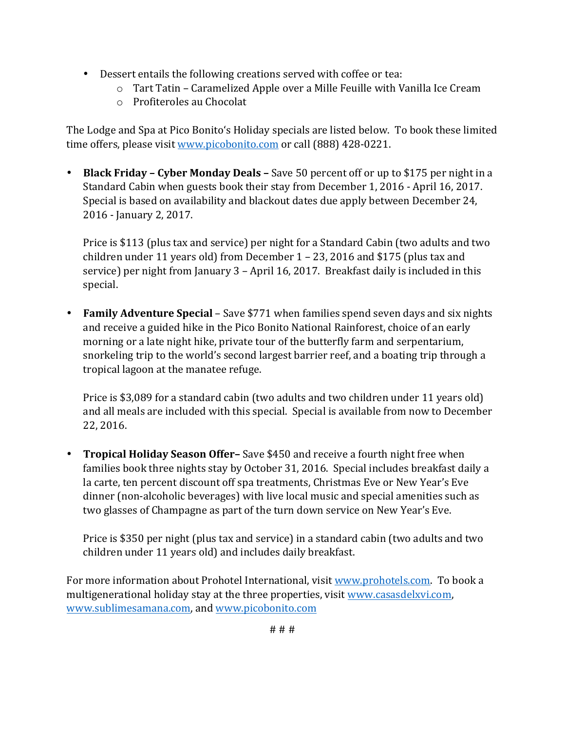- Dessert entails the following creations served with coffee or tea:
  - Tart Tatin – Caramelized Apple over a Mille Feuille with Vanilla Ice Cream
  - Profiteroles au Chocolat

The Lodge and Spa at Pico Bonito's Holiday specials are listed below. To book these limited time offers, please visit www.picobonito.com or call (888) 428-0221.

- **Black Friday – Cyber Monday Deals –** Save 50 percent off or up to $175 per night in a Standard Cabin when guests book their stay from December 1, 2016 - April 16, 2017. Special is based on availability and blackout dates due apply between December 24, 2016 - January 2, 2017.

  Price is $113 (plus tax and service) per night for a Standard Cabin (two adults and two children under 11 years old) from December 1 – 23, 2016 and $175 (plus tax and service) per night from January 3 – April 16, 2017. Breakfast daily is included in this special.

- **Family Adventure Special** – Save $771 when families spend seven days and six nights and receive a guided hike in the Pico Bonito National Rainforest, choice of an early morning or a late night hike, private tour of the butterfly farm and serpentarium, snorkeling trip to the world's second largest barrier reef, and a boating trip through a tropical lagoon at the manatee refuge.

  Price is $3,089 for a standard cabin (two adults and two children under 11 years old) and all meals are included with this special. Special is available from now to December 22, 2016.

- **Tropical Holiday Season Offer–** Save $450 and receive a fourth night free when families book three nights stay by October 31, 2016. Special includes breakfast daily a la carte, ten percent discount off spa treatments, Christmas Eve or New Year's Eve dinner (non-alcoholic beverages) with live local music and special amenities such as two glasses of Champagne as part of the turn down service on New Year's Eve.

  Price is $350 per night (plus tax and service) in a standard cabin (two adults and two children under 11 years old) and includes daily breakfast.

For more information about Prohotel International, visit www.prohotels.com. To book a multigenerational holiday stay at the three properties, visit www.casasdelxvi.com, www.sublimesamana.com, and www.picobonito.com

# # #